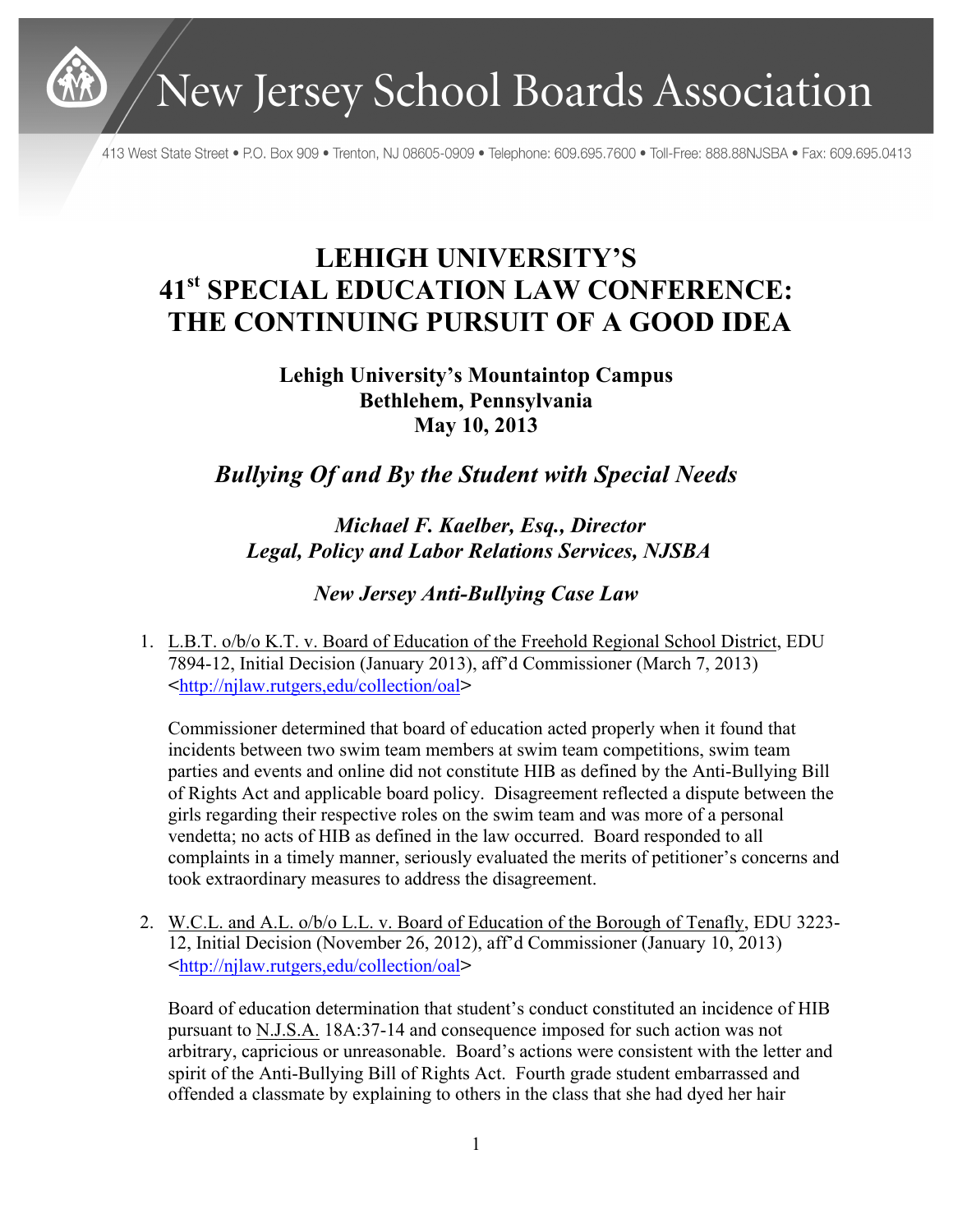New Jersey School Boards Association

413 West State Street • P.O. Box 909 • Trenton, NJ 08605-0909 • Telephone: 609.695.7600 • Toll-Free: 888.88NJSBA • Fax: 609.695.0413

# LEHIGH UNIVERSITY'S 41st SPECIAL EDUCATION LAW CONFERENCE: THE CONTINUING PURSUIT OF A GOOD IDEA

**Lehigh University's Mountaintop Campus**
**Bethlehem, Pennsylvania**
**May 10, 2013**

## *Bullying Of and By the Student with Special Needs*

***Michael F. Kaelber, Esq., Director***
***Legal, Policy and Labor Relations Services, NJSBA***

### *New Jersey Anti-Bullying Case Law*

1. L.B.T. o/b/o K.T. v. Board of Education of the Freehold Regional School District, EDU 7894-12, Initial Decision (January 2013), aff'd Commissioner (March 7, 2013) <http://njlaw.rutgers,edu/collection/oal>

   Commissioner determined that board of education acted properly when it found that incidents between two swim team members at swim team competitions, swim team parties and events and online did not constitute HIB as defined by the Anti-Bullying Bill of Rights Act and applicable board policy. Disagreement reflected a dispute between the girls regarding their respective roles on the swim team and was more of a personal vendetta; no acts of HIB as defined in the law occurred. Board responded to all complaints in a timely manner, seriously evaluated the merits of petitioner's concerns and took extraordinary measures to address the disagreement.

2. W.C.L. and A.L. o/b/o L.L. v. Board of Education of the Borough of Tenafly, EDU 3223-12, Initial Decision (November 26, 2012), aff'd Commissioner (January 10, 2013) <http://njlaw.rutgers,edu/collection/oal>

   Board of education determination that student's conduct constituted an incidence of HIB pursuant to N.J.S.A. 18A:37-14 and consequence imposed for such action was not arbitrary, capricious or unreasonable. Board's actions were consistent with the letter and spirit of the Anti-Bullying Bill of Rights Act. Fourth grade student embarrassed and offended a classmate by explaining to others in the class that she had dyed her hair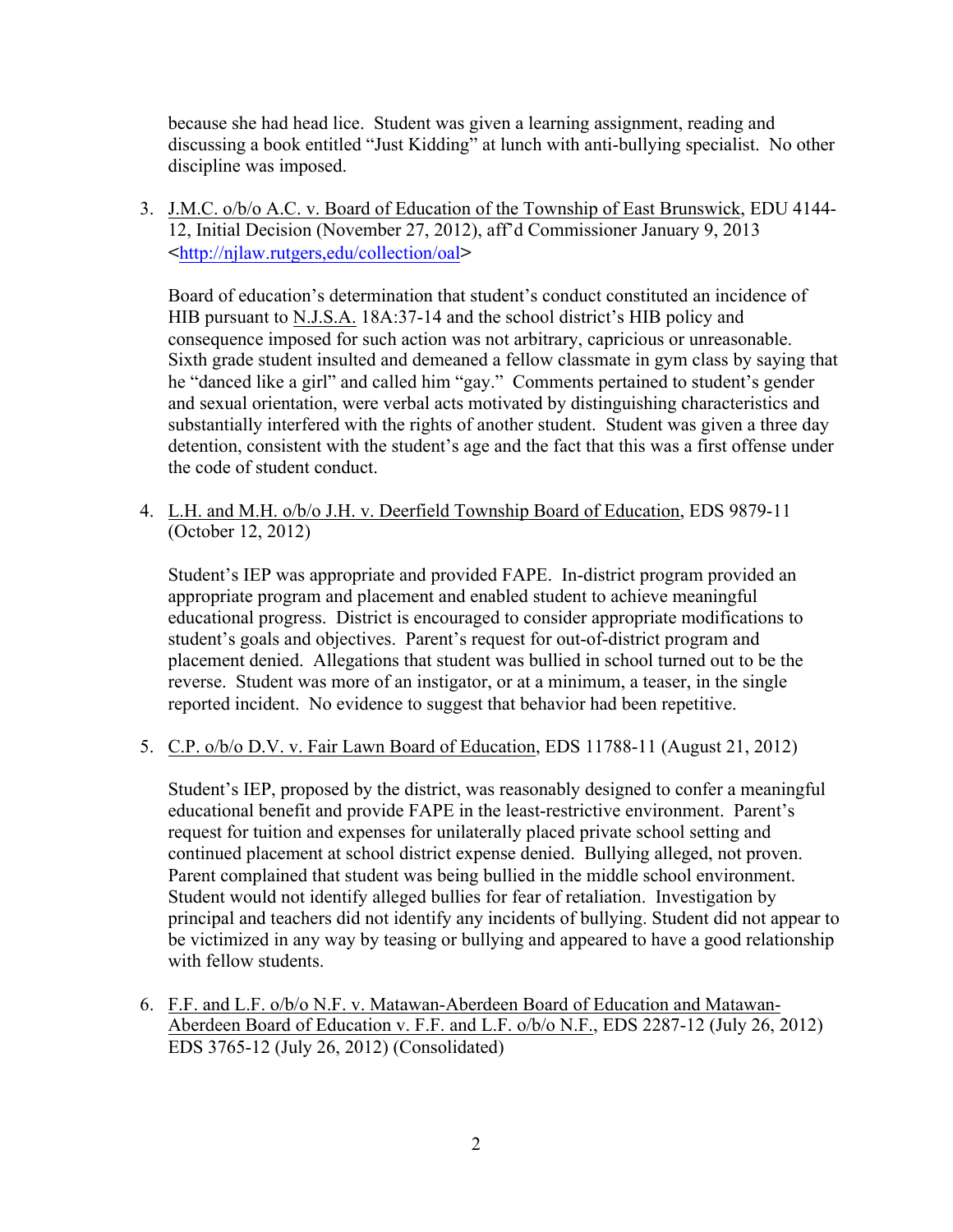because she had head lice. Student was given a learning assignment, reading and discussing a book entitled "Just Kidding" at lunch with anti-bullying specialist. No other discipline was imposed.

3. J.M.C. o/b/o A.C. v. Board of Education of the Township of East Brunswick, EDU 4144-12, Initial Decision (November 27, 2012), aff'd Commissioner January 9, 2013 <http://njlaw.rutgers,edu/collection/oal>

   Board of education's determination that student's conduct constituted an incidence of HIB pursuant to N.J.S.A. 18A:37-14 and the school district's HIB policy and consequence imposed for such action was not arbitrary, capricious or unreasonable. Sixth grade student insulted and demeaned a fellow classmate in gym class by saying that he "danced like a girl" and called him "gay." Comments pertained to student's gender and sexual orientation, were verbal acts motivated by distinguishing characteristics and substantially interfered with the rights of another student. Student was given a three day detention, consistent with the student's age and the fact that this was a first offense under the code of student conduct.

4. L.H. and M.H. o/b/o J.H. v. Deerfield Township Board of Education, EDS 9879-11 (October 12, 2012)

   Student's IEP was appropriate and provided FAPE. In-district program provided an appropriate program and placement and enabled student to achieve meaningful educational progress. District is encouraged to consider appropriate modifications to student's goals and objectives. Parent's request for out-of-district program and placement denied. Allegations that student was bullied in school turned out to be the reverse. Student was more of an instigator, or at a minimum, a teaser, in the single reported incident. No evidence to suggest that behavior had been repetitive.

5. C.P. o/b/o D.V. v. Fair Lawn Board of Education, EDS 11788-11 (August 21, 2012)

   Student's IEP, proposed by the district, was reasonably designed to confer a meaningful educational benefit and provide FAPE in the least-restrictive environment. Parent's request for tuition and expenses for unilaterally placed private school setting and continued placement at school district expense denied. Bullying alleged, not proven. Parent complained that student was being bullied in the middle school environment. Student would not identify alleged bullies for fear of retaliation. Investigation by principal and teachers did not identify any incidents of bullying. Student did not appear to be victimized in any way by teasing or bullying and appeared to have a good relationship with fellow students.

6. F.F. and L.F. o/b/o N.F. v. Matawan-Aberdeen Board of Education and Matawan-Aberdeen Board of Education v. F.F. and L.F. o/b/o N.F., EDS 2287-12 (July 26, 2012) EDS 3765-12 (July 26, 2012) (Consolidated)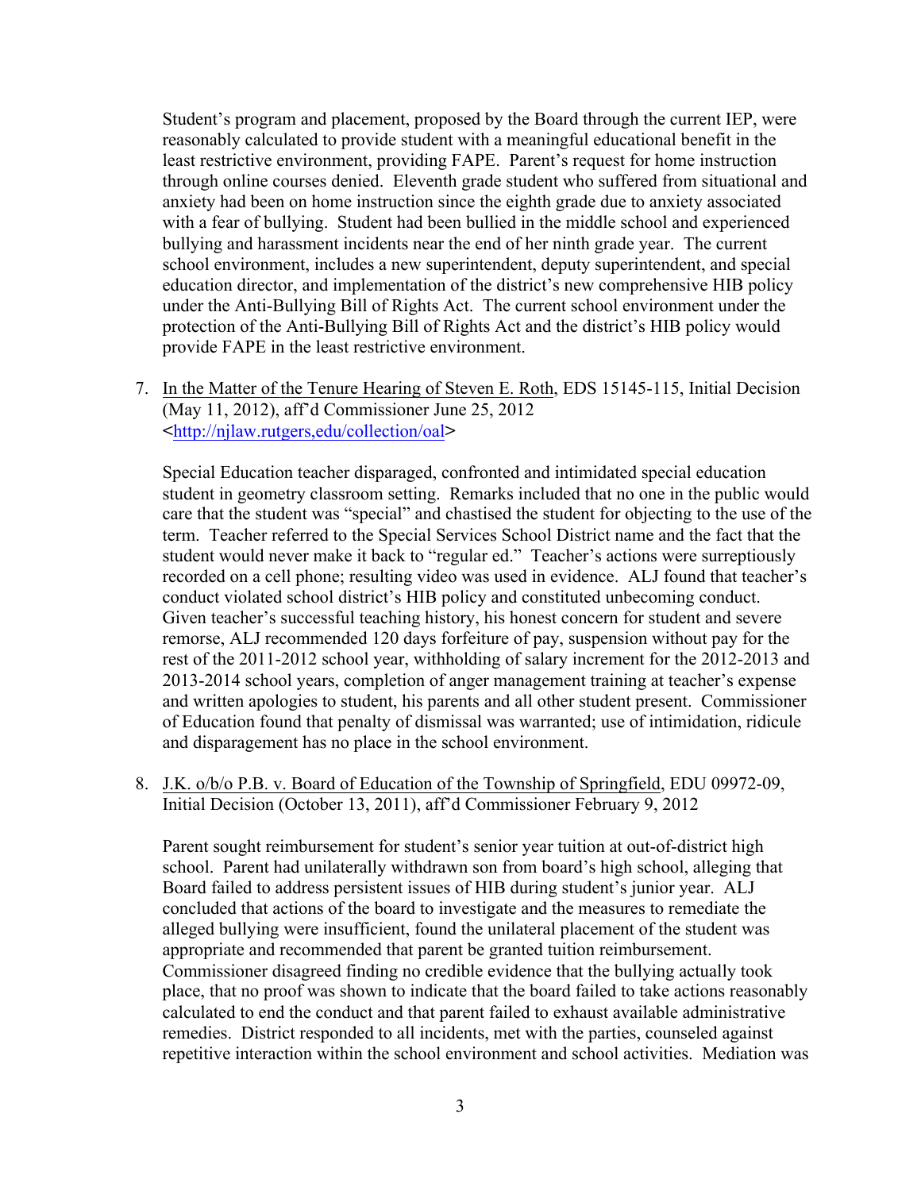Student's program and placement, proposed by the Board through the current IEP, were reasonably calculated to provide student with a meaningful educational benefit in the least restrictive environment, providing FAPE. Parent's request for home instruction through online courses denied. Eleventh grade student who suffered from situational and anxiety had been on home instruction since the eighth grade due to anxiety associated with a fear of bullying. Student had been bullied in the middle school and experienced bullying and harassment incidents near the end of her ninth grade year. The current school environment, includes a new superintendent, deputy superintendent, and special education director, and implementation of the district's new comprehensive HIB policy under the Anti-Bullying Bill of Rights Act. The current school environment under the protection of the Anti-Bullying Bill of Rights Act and the district's HIB policy would provide FAPE in the least restrictive environment.

7. <u>In the Matter of the Tenure Hearing of Steven E. Roth</u>, EDS 15145-115, Initial Decision (May 11, 2012), aff'd Commissioner June 25, 2012 <http://njlaw.rutgers,edu/collection/oal>

   Special Education teacher disparaged, confronted and intimidated special education student in geometry classroom setting. Remarks included that no one in the public would care that the student was "special" and chastised the student for objecting to the use of the term. Teacher referred to the Special Services School District name and the fact that the student would never make it back to "regular ed." Teacher's actions were surreptiously recorded on a cell phone; resulting video was used in evidence. ALJ found that teacher's conduct violated school district's HIB policy and constituted unbecoming conduct. Given teacher's successful teaching history, his honest concern for student and severe remorse, ALJ recommended 120 days forfeiture of pay, suspension without pay for the rest of the 2011-2012 school year, withholding of salary increment for the 2012-2013 and 2013-2014 school years, completion of anger management training at teacher's expense and written apologies to student, his parents and all other student present. Commissioner of Education found that penalty of dismissal was warranted; use of intimidation, ridicule and disparagement has no place in the school environment.

8. <u>J.K. o/b/o P.B. v. Board of Education of the Township of Springfield</u>, EDU 09972-09, Initial Decision (October 13, 2011), aff'd Commissioner February 9, 2012

   Parent sought reimbursement for student's senior year tuition at out-of-district high school. Parent had unilaterally withdrawn son from board's high school, alleging that Board failed to address persistent issues of HIB during student's junior year. ALJ concluded that actions of the board to investigate and the measures to remediate the alleged bullying were insufficient, found the unilateral placement of the student was appropriate and recommended that parent be granted tuition reimbursement. Commissioner disagreed finding no credible evidence that the bullying actually took place, that no proof was shown to indicate that the board failed to take actions reasonably calculated to end the conduct and that parent failed to exhaust available administrative remedies. District responded to all incidents, met with the parties, counseled against repetitive interaction within the school environment and school activities. Mediation was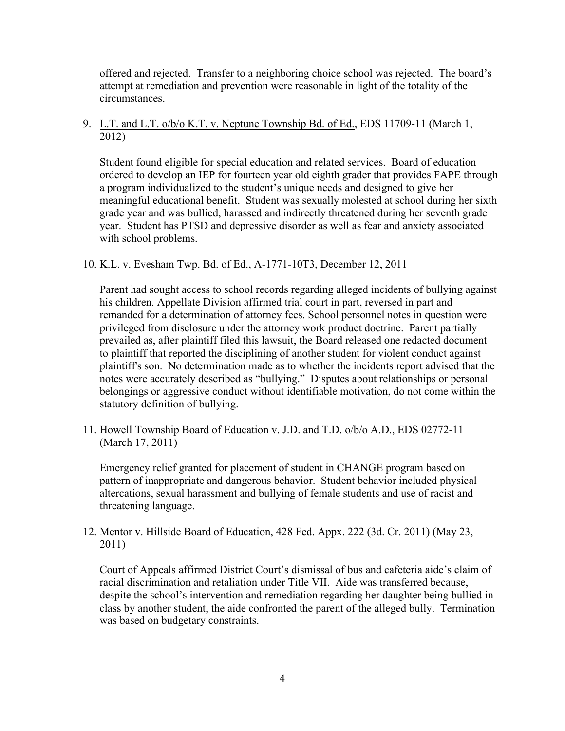offered and rejected. Transfer to a neighboring choice school was rejected. The board's attempt at remediation and prevention were reasonable in light of the totality of the circumstances.

9. L.T. and L.T. o/b/o K.T. v. Neptune Township Bd. of Ed., EDS 11709-11 (March 1, 2012)

   Student found eligible for special education and related services. Board of education ordered to develop an IEP for fourteen year old eighth grader that provides FAPE through a program individualized to the student's unique needs and designed to give her meaningful educational benefit. Student was sexually molested at school during her sixth grade year and was bullied, harassed and indirectly threatened during her seventh grade year. Student has PTSD and depressive disorder as well as fear and anxiety associated with school problems.

10. K.L. v. Evesham Twp. Bd. of Ed., A-1771-10T3, December 12, 2011

    Parent had sought access to school records regarding alleged incidents of bullying against his children. Appellate Division affirmed trial court in part, reversed in part and remanded for a determination of attorney fees. School personnel notes in question were privileged from disclosure under the attorney work product doctrine. Parent partially prevailed as, after plaintiff filed this lawsuit, the Board released one redacted document to plaintiff that reported the disciplining of another student for violent conduct against plaintiff's son. No determination made as to whether the incidents report advised that the notes were accurately described as "bullying." Disputes about relationships or personal belongings or aggressive conduct without identifiable motivation, do not come within the statutory definition of bullying.

11. Howell Township Board of Education v. J.D. and T.D. o/b/o A.D., EDS 02772-11 (March 17, 2011)

    Emergency relief granted for placement of student in CHANGE program based on pattern of inappropriate and dangerous behavior. Student behavior included physical altercations, sexual harassment and bullying of female students and use of racist and threatening language.

12. Mentor v. Hillside Board of Education, 428 Fed. Appx. 222 (3d. Cr. 2011) (May 23, 2011)

    Court of Appeals affirmed District Court's dismissal of bus and cafeteria aide's claim of racial discrimination and retaliation under Title VII. Aide was transferred because, despite the school's intervention and remediation regarding her daughter being bullied in class by another student, the aide confronted the parent of the alleged bully. Termination was based on budgetary constraints.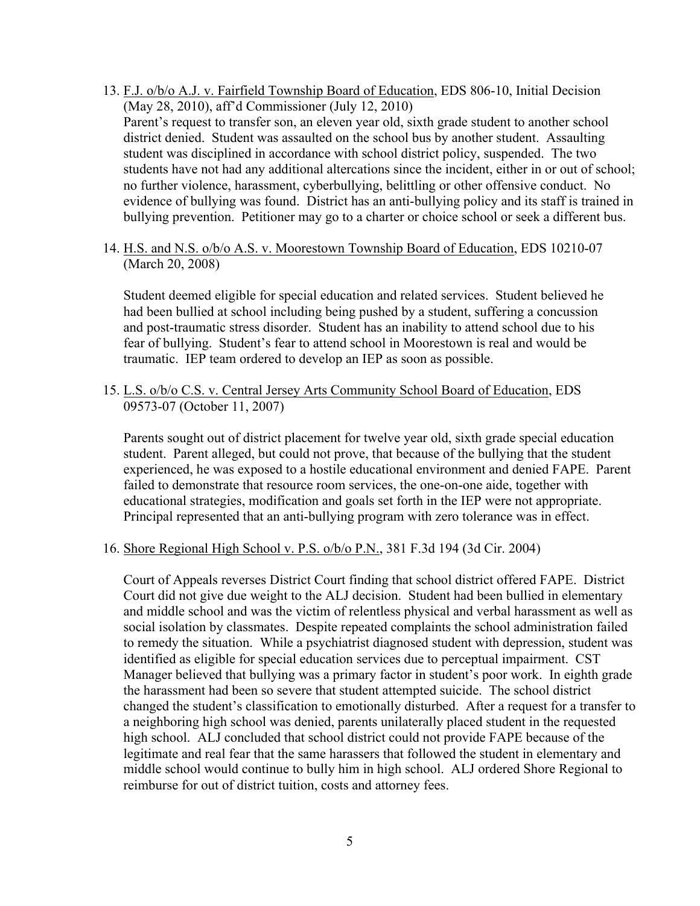13. F.J. o/b/o A.J. v. Fairfield Township Board of Education, EDS 806-10, Initial Decision (May 28, 2010), aff'd Commissioner (July 12, 2010)
    Parent's request to transfer son, an eleven year old, sixth grade student to another school district denied. Student was assaulted on the school bus by another student. Assaulting student was disciplined in accordance with school district policy, suspended. The two students have not had any additional altercations since the incident, either in or out of school; no further violence, harassment, cyberbullying, belittling or other offensive conduct. No evidence of bullying was found. District has an anti-bullying policy and its staff is trained in bullying prevention. Petitioner may go to a charter or choice school or seek a different bus.

14. H.S. and N.S. o/b/o A.S. v. Moorestown Township Board of Education, EDS 10210-07 (March 20, 2008)

    Student deemed eligible for special education and related services. Student believed he had been bullied at school including being pushed by a student, suffering a concussion and post-traumatic stress disorder. Student has an inability to attend school due to his fear of bullying. Student's fear to attend school in Moorestown is real and would be traumatic. IEP team ordered to develop an IEP as soon as possible.

15. L.S. o/b/o C.S. v. Central Jersey Arts Community School Board of Education, EDS 09573-07 (October 11, 2007)

    Parents sought out of district placement for twelve year old, sixth grade special education student. Parent alleged, but could not prove, that because of the bullying that the student experienced, he was exposed to a hostile educational environment and denied FAPE. Parent failed to demonstrate that resource room services, the one-on-one aide, together with educational strategies, modification and goals set forth in the IEP were not appropriate. Principal represented that an anti-bullying program with zero tolerance was in effect.

16. Shore Regional High School v. P.S. o/b/o P.N., 381 F.3d 194 (3d Cir. 2004)

    Court of Appeals reverses District Court finding that school district offered FAPE. District Court did not give due weight to the ALJ decision. Student had been bullied in elementary and middle school and was the victim of relentless physical and verbal harassment as well as social isolation by classmates. Despite repeated complaints the school administration failed to remedy the situation. While a psychiatrist diagnosed student with depression, student was identified as eligible for special education services due to perceptual impairment. CST Manager believed that bullying was a primary factor in student's poor work. In eighth grade the harassment had been so severe that student attempted suicide. The school district changed the student's classification to emotionally disturbed. After a request for a transfer to a neighboring high school was denied, parents unilaterally placed student in the requested high school. ALJ concluded that school district could not provide FAPE because of the legitimate and real fear that the same harassers that followed the student in elementary and middle school would continue to bully him in high school. ALJ ordered Shore Regional to reimburse for out of district tuition, costs and attorney fees.